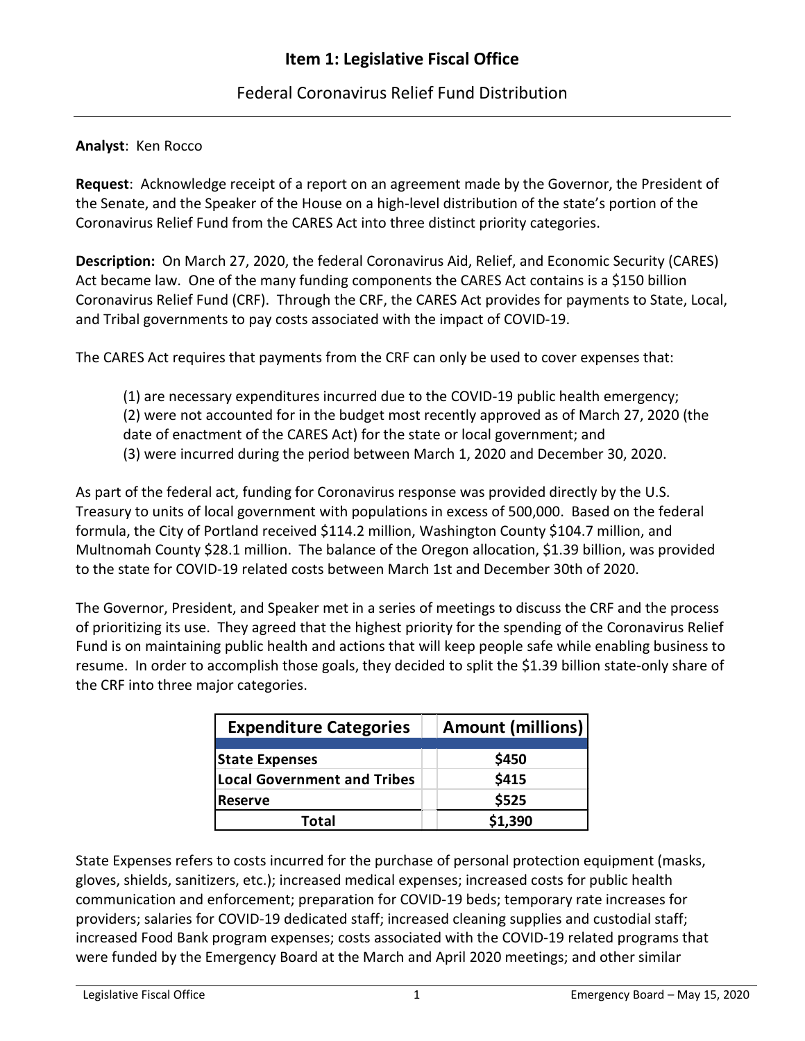# Item 1: Legislative Fiscal Office

## Federal Coronavirus Relief Fund Distribution

**Analyst**: Ken Rocco

**Request**: Acknowledge receipt of a report on an agreement made by the Governor, the President of the Senate, and the Speaker of the House on a high-level distribution of the state's portion of the Coronavirus Relief Fund from the CARES Act into three distinct priority categories.

**Description:** On March 27, 2020, the federal Coronavirus Aid, Relief, and Economic Security (CARES) Act became law. One of the many funding components the CARES Act contains is a $150 billion Coronavirus Relief Fund (CRF). Through the CRF, the CARES Act provides for payments to State, Local, and Tribal governments to pay costs associated with the impact of COVID-19.

The CARES Act requires that payments from the CRF can only be used to cover expenses that:

(1) are necessary expenditures incurred due to the COVID-19 public health emergency;
(2) were not accounted for in the budget most recently approved as of March 27, 2020 (the date of enactment of the CARES Act) for the state or local government; and
(3) were incurred during the period between March 1, 2020 and December 30, 2020.

As part of the federal act, funding for Coronavirus response was provided directly by the U.S. Treasury to units of local government with populations in excess of 500,000. Based on the federal formula, the City of Portland received $114.2 million, Washington County $104.7 million, and Multnomah County $28.1 million. The balance of the Oregon allocation, $1.39 billion, was provided to the state for COVID-19 related costs between March 1st and December 30th of 2020.

The Governor, President, and Speaker met in a series of meetings to discuss the CRF and the process of prioritizing its use. They agreed that the highest priority for the spending of the Coronavirus Relief Fund is on maintaining public health and actions that will keep people safe while enabling business to resume. In order to accomplish those goals, they decided to split the $1.39 billion state-only share of the CRF into three major categories.

| Expenditure Categories | Amount (millions) |
|---|---|
| **State Expenses** | **$450** |
| **Local Government and Tribes** | **$415** |
| **Reserve** | **$525** |
| **Total** | **$1,390** |

State Expenses refers to costs incurred for the purchase of personal protection equipment (masks, gloves, shields, sanitizers, etc.); increased medical expenses; increased costs for public health communication and enforcement; preparation for COVID-19 beds; temporary rate increases for providers; salaries for COVID-19 dedicated staff; increased cleaning supplies and custodial staff; increased Food Bank program expenses; costs associated with the COVID-19 related programs that were funded by the Emergency Board at the March and April 2020 meetings; and other similar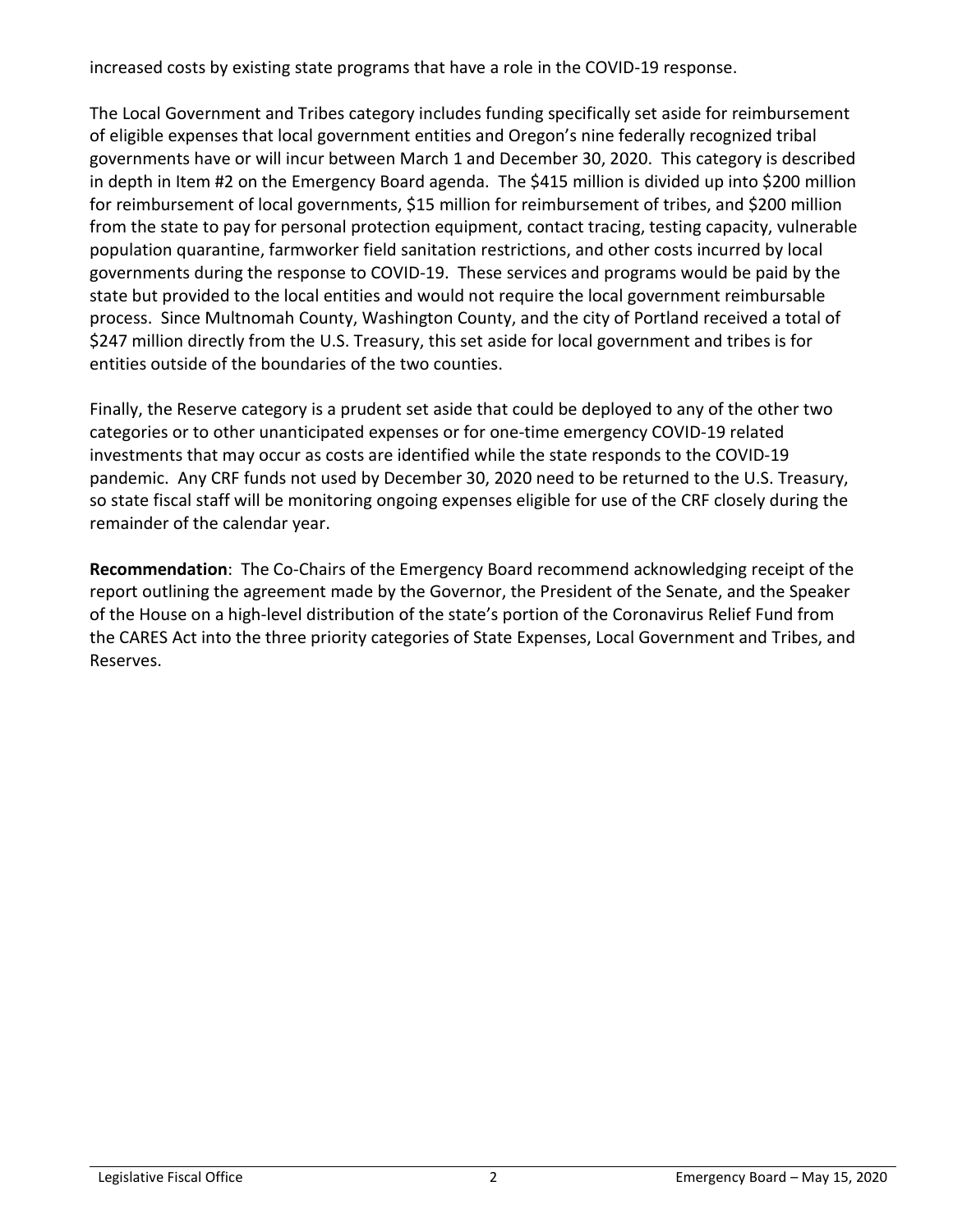increased costs by existing state programs that have a role in the COVID-19 response.

The Local Government and Tribes category includes funding specifically set aside for reimbursement of eligible expenses that local government entities and Oregon's nine federally recognized tribal governments have or will incur between March 1 and December 30, 2020. This category is described in depth in Item #2 on the Emergency Board agenda. The $415 million is divided up into $200 million for reimbursement of local governments, $15 million for reimbursement of tribes, and $200 million from the state to pay for personal protection equipment, contact tracing, testing capacity, vulnerable population quarantine, farmworker field sanitation restrictions, and other costs incurred by local governments during the response to COVID-19. These services and programs would be paid by the state but provided to the local entities and would not require the local government reimbursable process. Since Multnomah County, Washington County, and the city of Portland received a total of $247 million directly from the U.S. Treasury, this set aside for local government and tribes is for entities outside of the boundaries of the two counties.

Finally, the Reserve category is a prudent set aside that could be deployed to any of the other two categories or to other unanticipated expenses or for one-time emergency COVID-19 related investments that may occur as costs are identified while the state responds to the COVID-19 pandemic. Any CRF funds not used by December 30, 2020 need to be returned to the U.S. Treasury, so state fiscal staff will be monitoring ongoing expenses eligible for use of the CRF closely during the remainder of the calendar year.

**Recommendation**: The Co-Chairs of the Emergency Board recommend acknowledging receipt of the report outlining the agreement made by the Governor, the President of the Senate, and the Speaker of the House on a high-level distribution of the state's portion of the Coronavirus Relief Fund from the CARES Act into the three priority categories of State Expenses, Local Government and Tribes, and Reserves.